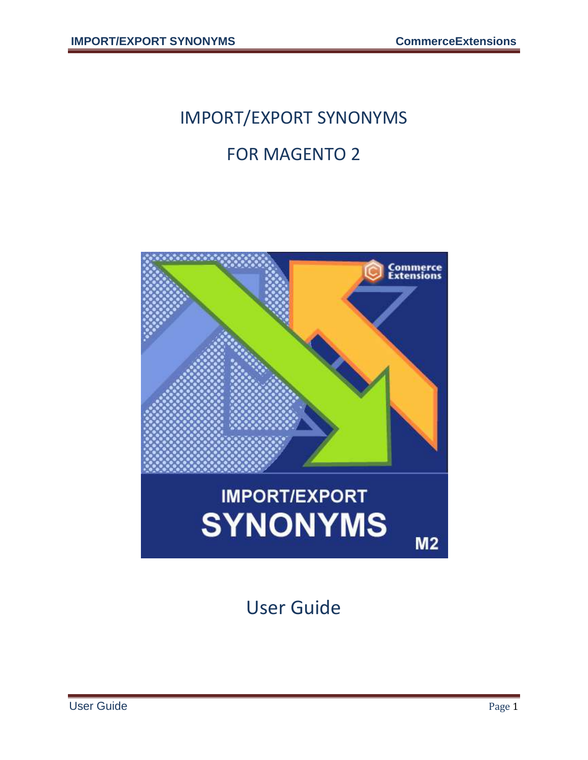# IMPORT/EXPORT SYNONYMS

# FOR MAGENTO 2

User Guide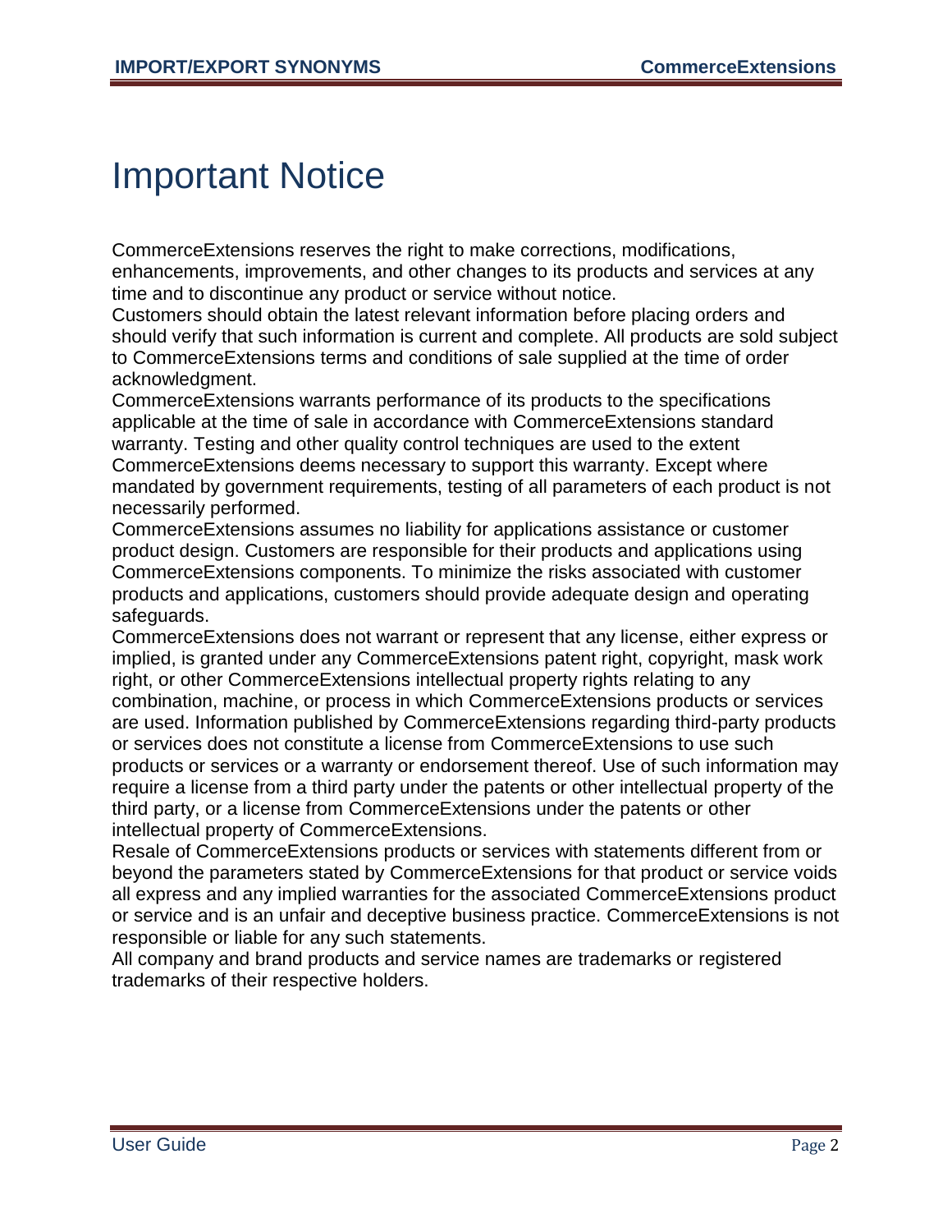# Important Notice

CommerceExtensions reserves the right to make corrections, modifications, enhancements, improvements, and other changes to its products and services at any time and to discontinue any product or service without notice.

Customers should obtain the latest relevant information before placing orders and should verify that such information is current and complete. All products are sold subject to CommerceExtensions terms and conditions of sale supplied at the time of order acknowledgment.

CommerceExtensions warrants performance of its products to the specifications applicable at the time of sale in accordance with CommerceExtensions standard warranty. Testing and other quality control techniques are used to the extent CommerceExtensions deems necessary to support this warranty. Except where mandated by government requirements, testing of all parameters of each product is not necessarily performed.

CommerceExtensions assumes no liability for applications assistance or customer product design. Customers are responsible for their products and applications using CommerceExtensions components. To minimize the risks associated with customer products and applications, customers should provide adequate design and operating safeguards.

CommerceExtensions does not warrant or represent that any license, either express or implied, is granted under any CommerceExtensions patent right, copyright, mask work right, or other CommerceExtensions intellectual property rights relating to any combination, machine, or process in which CommerceExtensions products or services are used. Information published by CommerceExtensions regarding third-party products or services does not constitute a license from CommerceExtensions to use such products or services or a warranty or endorsement thereof. Use of such information may require a license from a third party under the patents or other intellectual property of the third party, or a license from CommerceExtensions under the patents or other intellectual property of CommerceExtensions.

Resale of CommerceExtensions products or services with statements different from or beyond the parameters stated by CommerceExtensions for that product or service voids all express and any implied warranties for the associated CommerceExtensions product or service and is an unfair and deceptive business practice. CommerceExtensions is not responsible or liable for any such statements.

All company and brand products and service names are trademarks or registered trademarks of their respective holders.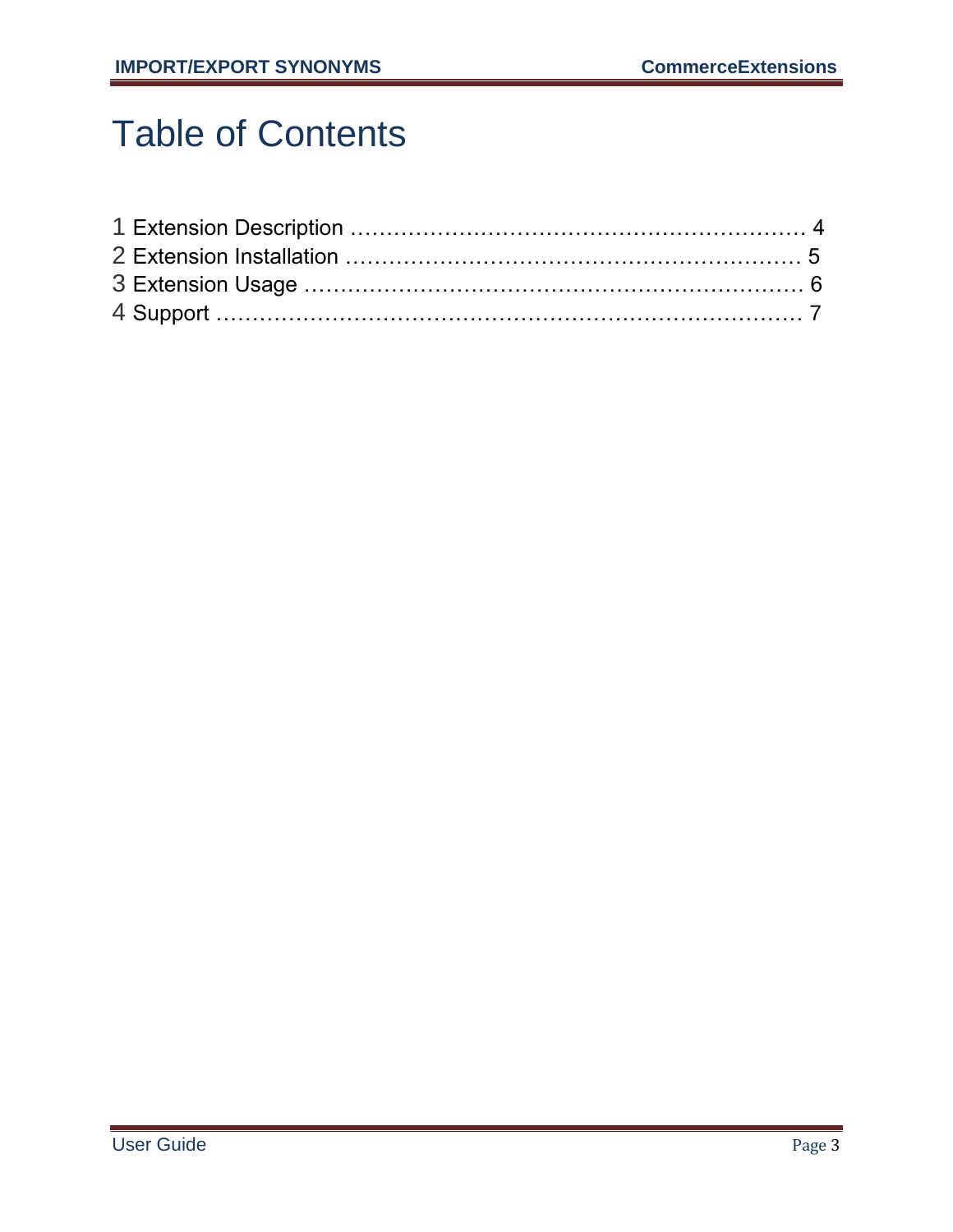# Table of Contents

1 Extension Description …………………………………………………… 4
2 Extension Installation …………………………………………………… 5
3 Extension Usage ………………………………………………………… 6
4 Support …………………………………………………………………… 7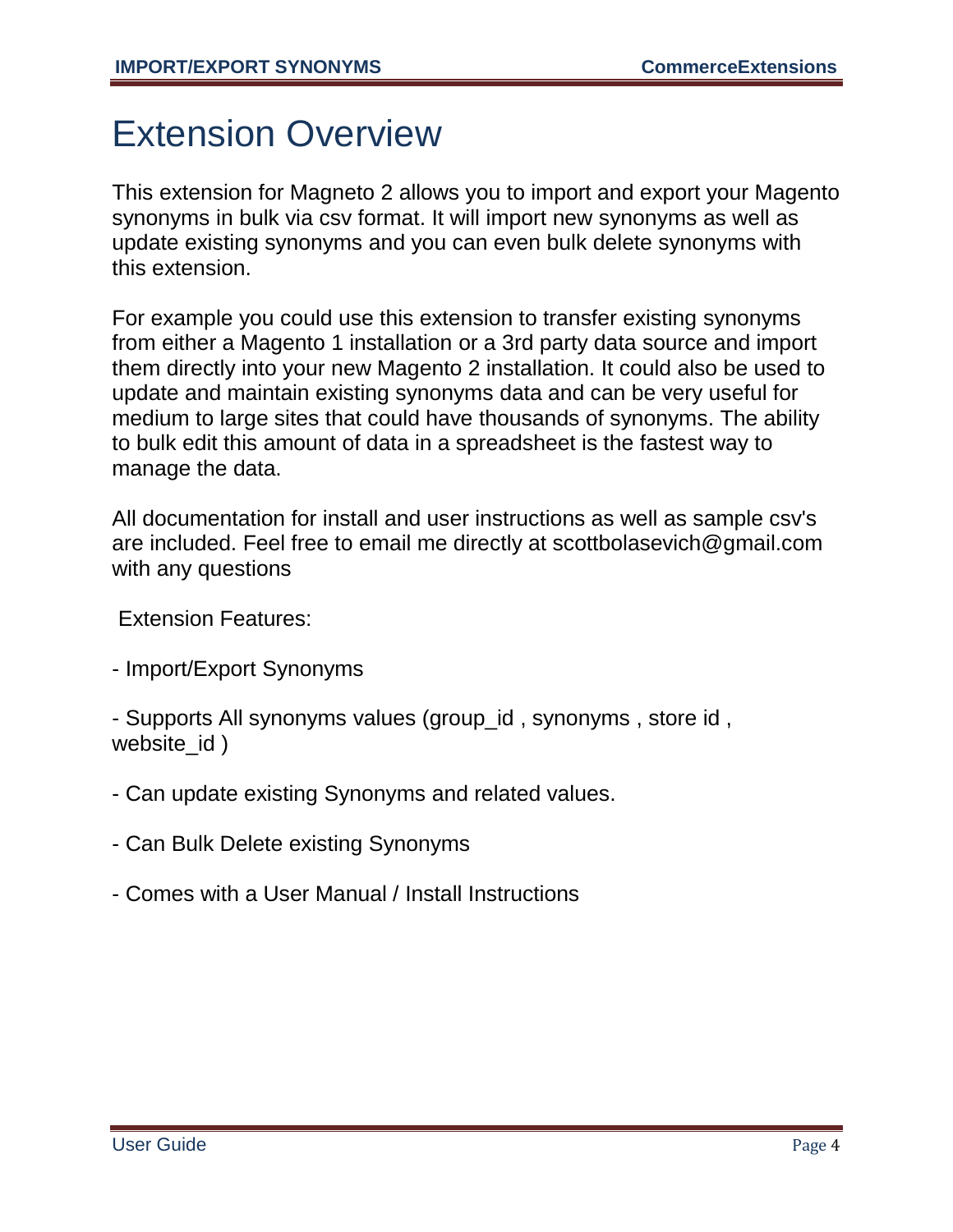# Extension Overview

This extension for Magneto 2 allows you to import and export your Magento synonyms in bulk via csv format. It will import new synonyms as well as update existing synonyms and you can even bulk delete synonyms with this extension.

For example you could use this extension to transfer existing synonyms from either a Magento 1 installation or a 3rd party data source and import them directly into your new Magento 2 installation. It could also be used to update and maintain existing synonyms data and can be very useful for medium to large sites that could have thousands of synonyms. The ability to bulk edit this amount of data in a spreadsheet is the fastest way to manage the data.

All documentation for install and user instructions as well as sample csv's are included. Feel free to email me directly at scottbolasevich@gmail.com with any questions

Extension Features:

- Import/Export Synonyms

- Supports All synonyms values (group_id , synonyms , store id , website_id )

- Can update existing Synonyms and related values.

- Can Bulk Delete existing Synonyms

- Comes with a User Manual / Install Instructions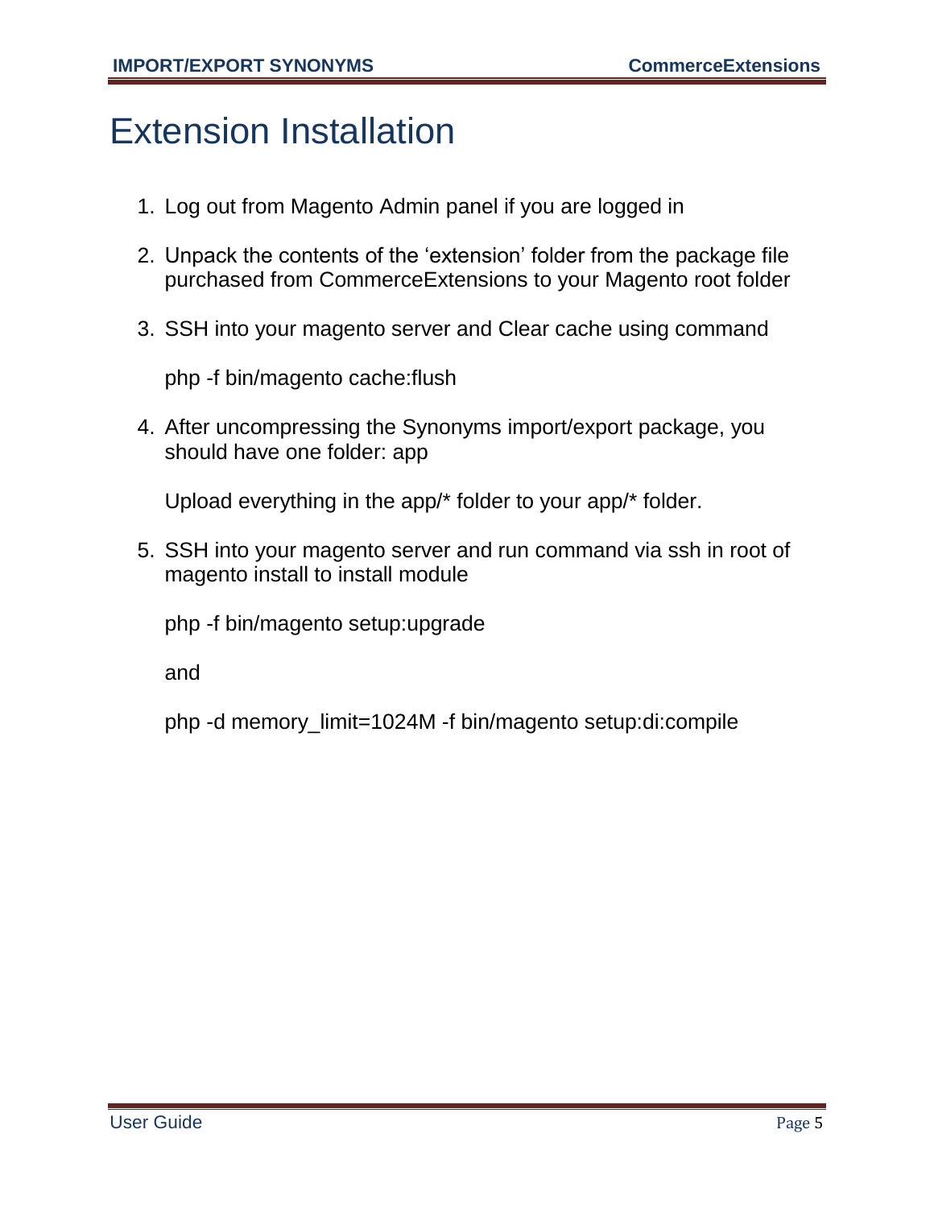# Extension Installation

1. Log out from Magento Admin panel if you are logged in

2. Unpack the contents of the 'extension' folder from the package file purchased from CommerceExtensions to your Magento root folder

3. SSH into your magento server and Clear cache using command

   php -f bin/magento cache:flush

4. After uncompressing the Synonyms import/export package, you should have one folder: app

   Upload everything in the app/* folder to your app/* folder.

5. SSH into your magento server and run command via ssh in root of magento install to install module

   php -f bin/magento setup:upgrade

   and

   php -d memory_limit=1024M -f bin/magento setup:di:compile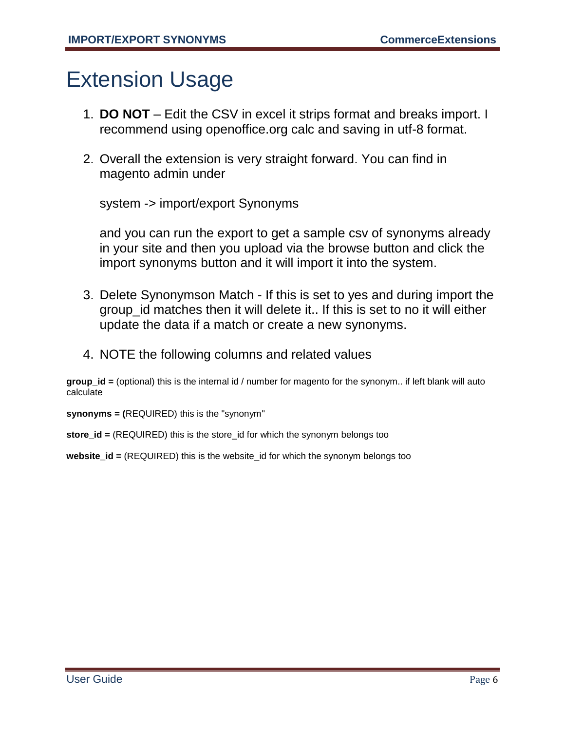# Extension Usage

1. **DO NOT** – Edit the CSV in excel it strips format and breaks import. I recommend using openoffice.org calc and saving in utf-8 format.

2. Overall the extension is very straight forward. You can find in magento admin under

   system -> import/export Synonyms

   and you can run the export to get a sample csv of synonyms already in your site and then you upload via the browse button and click the import synonyms button and it will import it into the system.

3. Delete Synonymson Match - If this is set to yes and during import the group_id matches then it will delete it.. If this is set to no it will either update the data if a match or create a new synonyms.

4. NOTE the following columns and related values

**group_id =** (optional) this is the internal id / number for magento for the synonym.. if left blank will auto calculate

**synonyms = (**REQUIRED) this is the "synonym"

**store_id =** (REQUIRED) this is the store_id for which the synonym belongs too

**website_id =** (REQUIRED) this is the website_id for which the synonym belongs too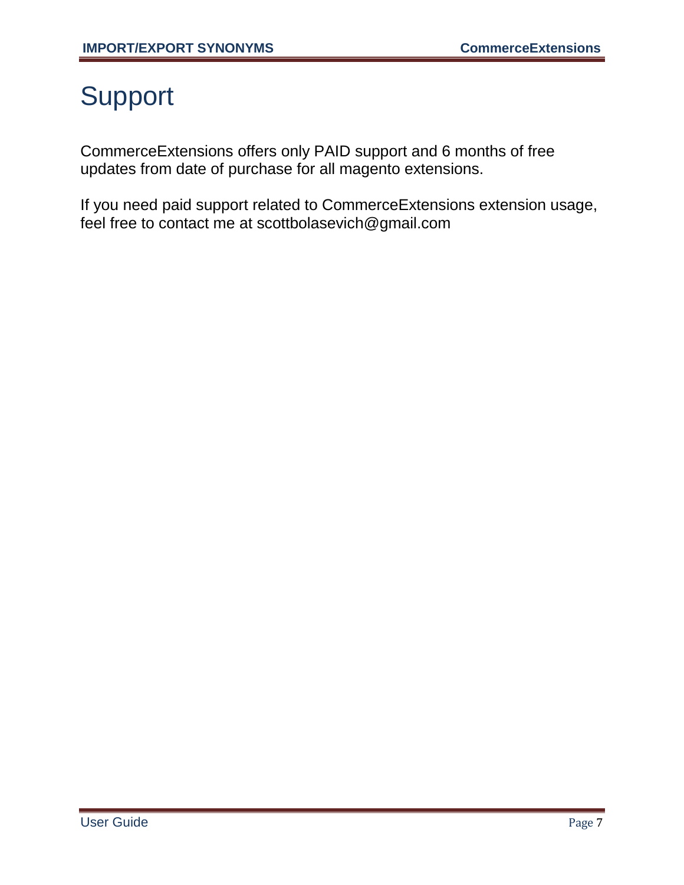# Support

CommerceExtensions offers only PAID support and 6 months of free updates from date of purchase for all magento extensions.

If you need paid support related to CommerceExtensions extension usage, feel free to contact me at scottbolasevich@gmail.com